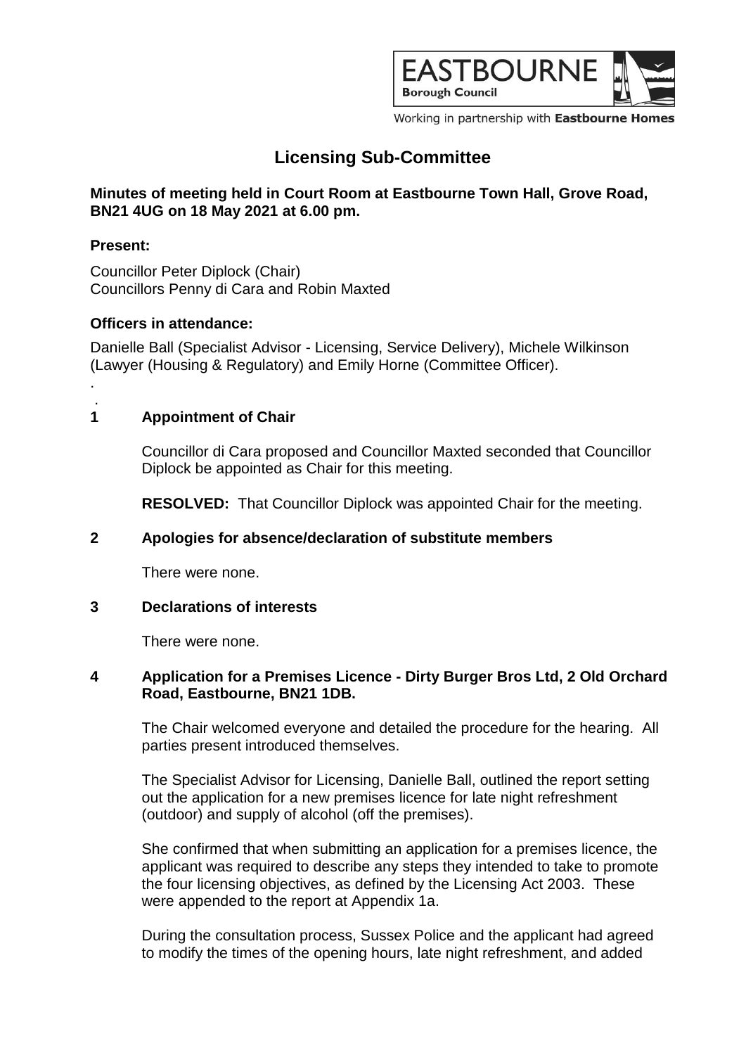EASTBOURNE Borough Council

Working in partnership with **Eastbourne Homes**

# Licensing Sub-Committee

**Minutes of meeting held in Court Room at Eastbourne Town Hall, Grove Road, BN21 4UG on 18 May 2021 at 6.00 pm.**

**Present:**

Councillor Peter Diplock (Chair)
Councillors Penny di Cara and Robin Maxted

**Officers in attendance:**

Danielle Ball (Specialist Advisor - Licensing, Service Delivery), Michele Wilkinson (Lawyer (Housing & Regulatory) and Emily Horne (Committee Officer).

## 1 Appointment of Chair

Councillor di Cara proposed and Councillor Maxted seconded that Councillor Diplock be appointed as Chair for this meeting.

**RESOLVED:** That Councillor Diplock was appointed Chair for the meeting.

## 2 Apologies for absence/declaration of substitute members

There were none.

## 3 Declarations of interests

There were none.

## 4 Application for a Premises Licence - Dirty Burger Bros Ltd, 2 Old Orchard Road, Eastbourne, BN21 1DB.

The Chair welcomed everyone and detailed the procedure for the hearing. All parties present introduced themselves.

The Specialist Advisor for Licensing, Danielle Ball, outlined the report setting out the application for a new premises licence for late night refreshment (outdoor) and supply of alcohol (off the premises).

She confirmed that when submitting an application for a premises licence, the applicant was required to describe any steps they intended to take to promote the four licensing objectives, as defined by the Licensing Act 2003. These were appended to the report at Appendix 1a.

During the consultation process, Sussex Police and the applicant had agreed to modify the times of the opening hours, late night refreshment, and added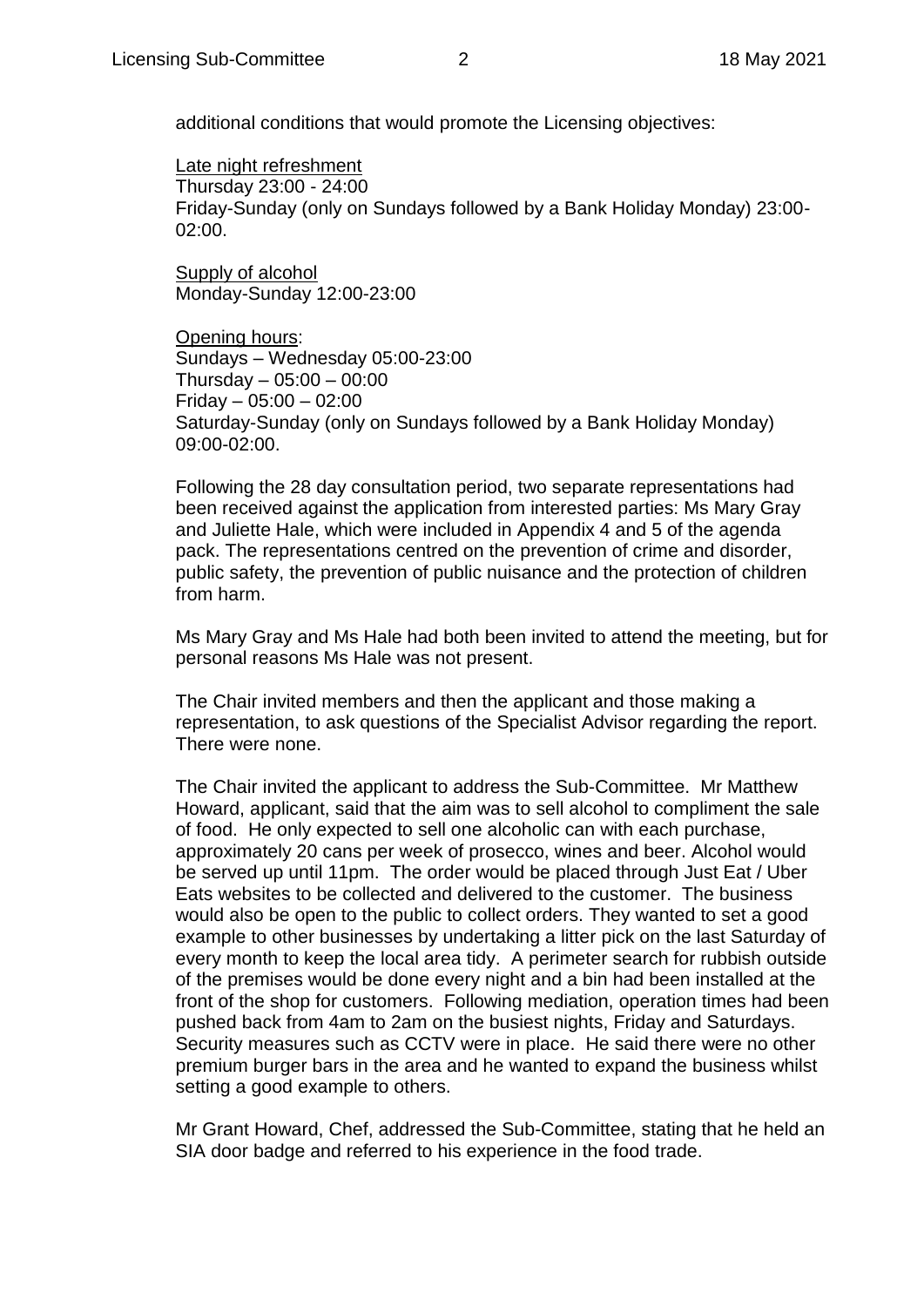additional conditions that would promote the Licensing objectives:

Late night refreshment
Thursday 23:00 - 24:00
Friday-Sunday (only on Sundays followed by a Bank Holiday Monday) 23:00-02:00.

Supply of alcohol
Monday-Sunday 12:00-23:00

Opening hours:
Sundays – Wednesday 05:00-23:00
Thursday – 05:00 – 00:00
Friday – 05:00 – 02:00
Saturday-Sunday (only on Sundays followed by a Bank Holiday Monday) 09:00-02:00.

Following the 28 day consultation period, two separate representations had been received against the application from interested parties: Ms Mary Gray and Juliette Hale, which were included in Appendix 4 and 5 of the agenda pack. The representations centred on the prevention of crime and disorder, public safety, the prevention of public nuisance and the protection of children from harm.

Ms Mary Gray and Ms Hale had both been invited to attend the meeting, but for personal reasons Ms Hale was not present.

The Chair invited members and then the applicant and those making a representation, to ask questions of the Specialist Advisor regarding the report. There were none.

The Chair invited the applicant to address the Sub-Committee. Mr Matthew Howard, applicant, said that the aim was to sell alcohol to compliment the sale of food. He only expected to sell one alcoholic can with each purchase, approximately 20 cans per week of prosecco, wines and beer. Alcohol would be served up until 11pm. The order would be placed through Just Eat / Uber Eats websites to be collected and delivered to the customer. The business would also be open to the public to collect orders. They wanted to set a good example to other businesses by undertaking a litter pick on the last Saturday of every month to keep the local area tidy. A perimeter search for rubbish outside of the premises would be done every night and a bin had been installed at the front of the shop for customers. Following mediation, operation times had been pushed back from 4am to 2am on the busiest nights, Friday and Saturdays. Security measures such as CCTV were in place. He said there were no other premium burger bars in the area and he wanted to expand the business whilst setting a good example to others.

Mr Grant Howard, Chef, addressed the Sub-Committee, stating that he held an SIA door badge and referred to his experience in the food trade.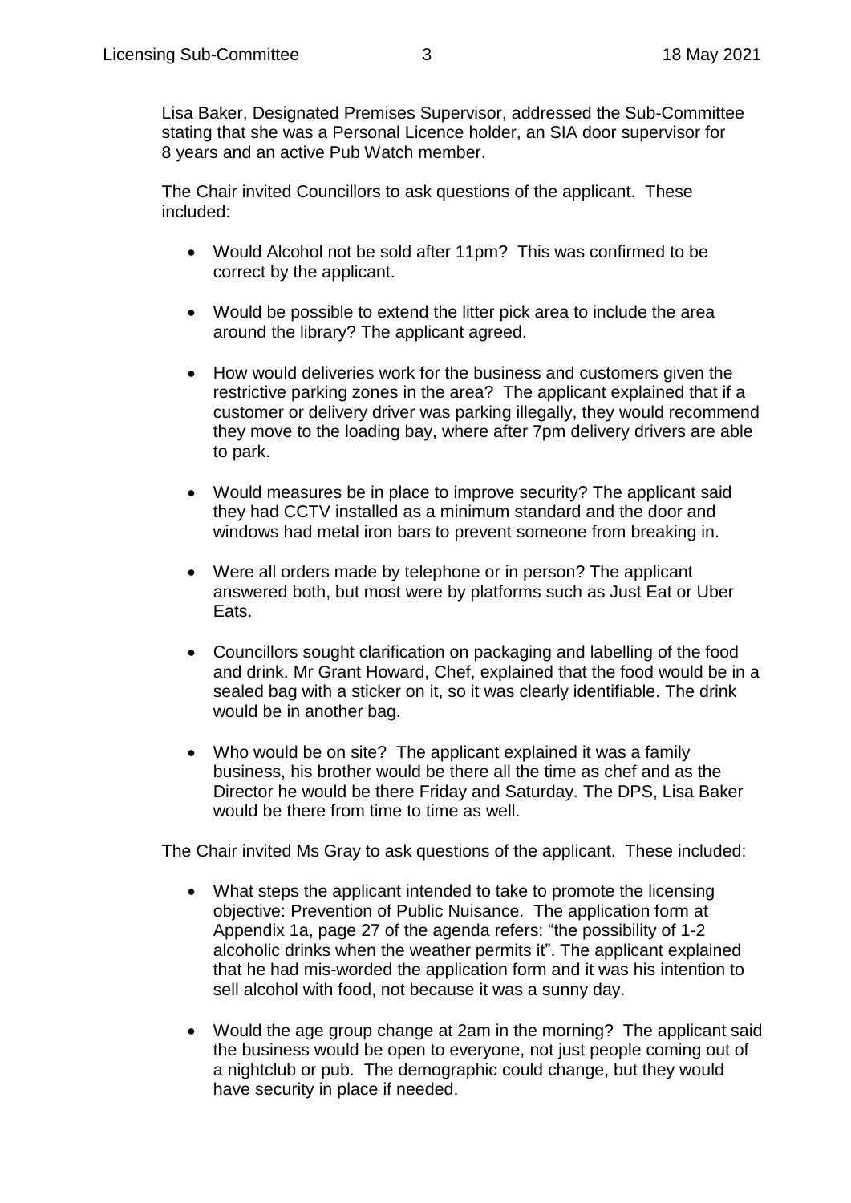Lisa Baker, Designated Premises Supervisor, addressed the Sub-Committee stating that she was a Personal Licence holder, an SIA door supervisor for 8 years and an active Pub Watch member.

The Chair invited Councillors to ask questions of the applicant. These included:

- Would Alcohol not be sold after 11pm? This was confirmed to be correct by the applicant.
- Would be possible to extend the litter pick area to include the area around the library? The applicant agreed.
- How would deliveries work for the business and customers given the restrictive parking zones in the area? The applicant explained that if a customer or delivery driver was parking illegally, they would recommend they move to the loading bay, where after 7pm delivery drivers are able to park.
- Would measures be in place to improve security? The applicant said they had CCTV installed as a minimum standard and the door and windows had metal iron bars to prevent someone from breaking in.
- Were all orders made by telephone or in person? The applicant answered both, but most were by platforms such as Just Eat or Uber Eats.
- Councillors sought clarification on packaging and labelling of the food and drink. Mr Grant Howard, Chef, explained that the food would be in a sealed bag with a sticker on it, so it was clearly identifiable. The drink would be in another bag.
- Who would be on site? The applicant explained it was a family business, his brother would be there all the time as chef and as the Director he would be there Friday and Saturday. The DPS, Lisa Baker would be there from time to time as well.

The Chair invited Ms Gray to ask questions of the applicant. These included:

- What steps the applicant intended to take to promote the licensing objective: Prevention of Public Nuisance. The application form at Appendix 1a, page 27 of the agenda refers: "the possibility of 1-2 alcoholic drinks when the weather permits it". The applicant explained that he had mis-worded the application form and it was his intention to sell alcohol with food, not because it was a sunny day.
- Would the age group change at 2am in the morning? The applicant said the business would be open to everyone, not just people coming out of a nightclub or pub. The demographic could change, but they would have security in place if needed.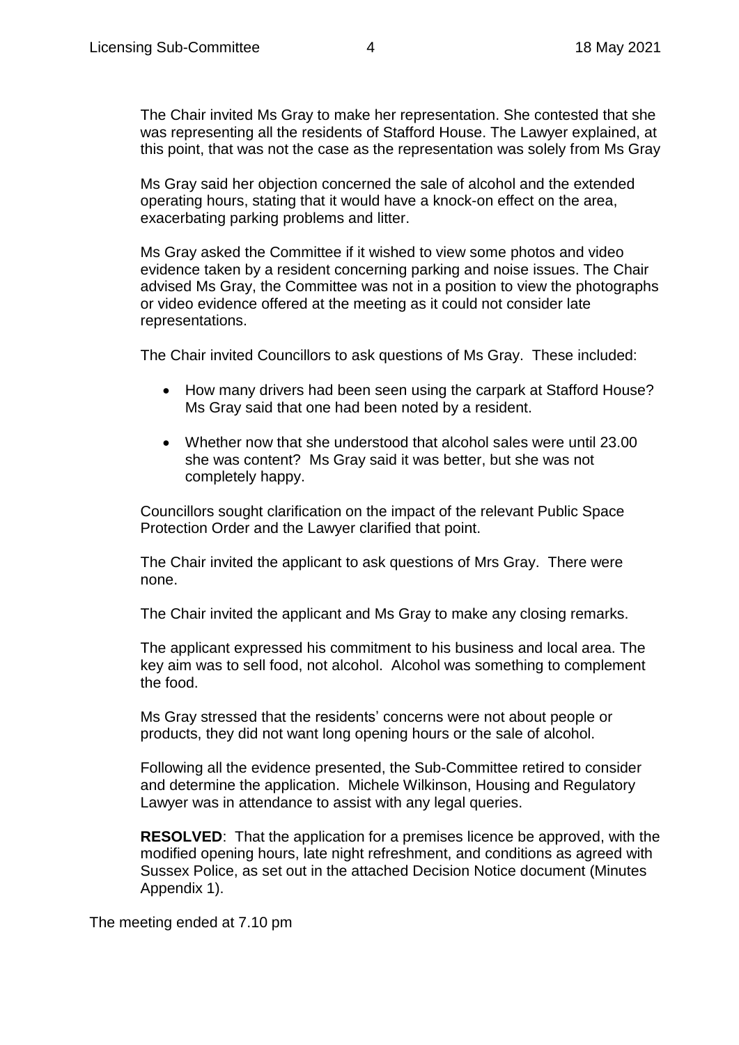The Chair invited Ms Gray to make her representation. She contested that she was representing all the residents of Stafford House. The Lawyer explained, at this point, that was not the case as the representation was solely from Ms Gray

Ms Gray said her objection concerned the sale of alcohol and the extended operating hours, stating that it would have a knock-on effect on the area, exacerbating parking problems and litter.

Ms Gray asked the Committee if it wished to view some photos and video evidence taken by a resident concerning parking and noise issues. The Chair advised Ms Gray, the Committee was not in a position to view the photographs or video evidence offered at the meeting as it could not consider late representations.

The Chair invited Councillors to ask questions of Ms Gray. These included:

- How many drivers had been seen using the carpark at Stafford House? Ms Gray said that one had been noted by a resident.
- Whether now that she understood that alcohol sales were until 23.00 she was content? Ms Gray said it was better, but she was not completely happy.

Councillors sought clarification on the impact of the relevant Public Space Protection Order and the Lawyer clarified that point.

The Chair invited the applicant to ask questions of Mrs Gray. There were none.

The Chair invited the applicant and Ms Gray to make any closing remarks.

The applicant expressed his commitment to his business and local area. The key aim was to sell food, not alcohol. Alcohol was something to complement the food.

Ms Gray stressed that the residents' concerns were not about people or products, they did not want long opening hours or the sale of alcohol.

Following all the evidence presented, the Sub-Committee retired to consider and determine the application. Michele Wilkinson, Housing and Regulatory Lawyer was in attendance to assist with any legal queries.

**RESOLVED**: That the application for a premises licence be approved, with the modified opening hours, late night refreshment, and conditions as agreed with Sussex Police, as set out in the attached Decision Notice document (Minutes Appendix 1).

The meeting ended at 7.10 pm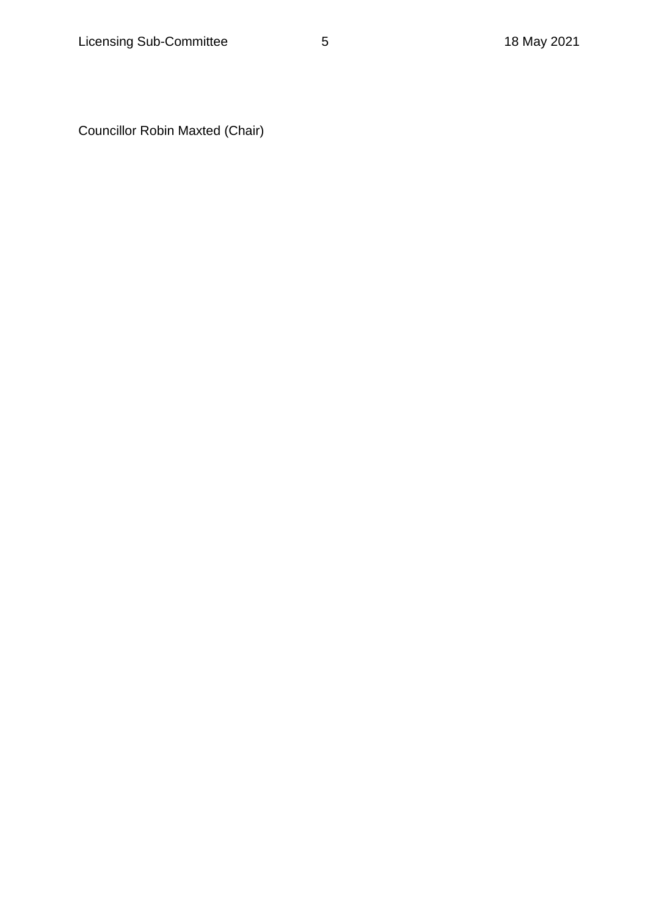Councillor Robin Maxted (Chair)